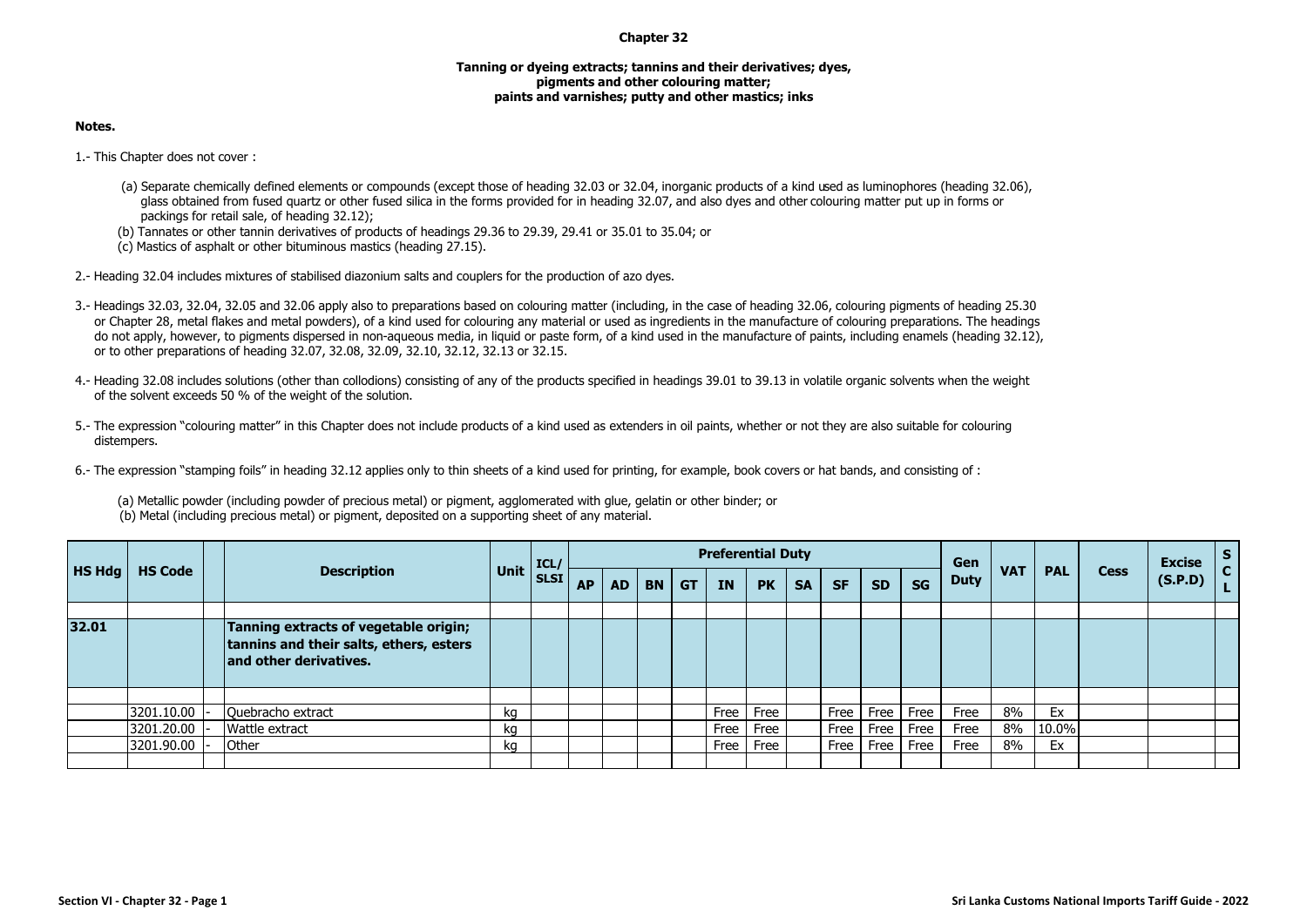# Chapter 32

## Tanning or dyeing extracts; tannins and their derivatives; dyes, pigments and other colouring matter; paints and varnishes; putty and other mastics; inks

**Notes.**

1.- This Chapter does not cover :

(a) Separate chemically defined elements or compounds (except those of heading 32.03 or 32.04, inorganic products of a kind used as luminophores (heading 32.06), glass obtained from fused quartz or other fused silica in the forms provided for in heading 32.07, and also dyes and other colouring matter put up in forms or packings for retail sale, of heading 32.12);

(b) Tannates or other tannin derivatives of products of headings 29.36 to 29.39, 29.41 or 35.01 to 35.04; or

(c) Mastics of asphalt or other bituminous mastics (heading 27.15).

2.- Heading 32.04 includes mixtures of stabilised diazonium salts and couplers for the production of azo dyes.

3.- Headings 32.03, 32.04, 32.05 and 32.06 apply also to preparations based on colouring matter (including, in the case of heading 32.06, colouring pigments of heading 25.30 or Chapter 28, metal flakes and metal powders), of a kind used for colouring any material or used as ingredients in the manufacture of colouring preparations. The headings do not apply, however, to pigments dispersed in non-aqueous media, in liquid or paste form, of a kind used in the manufacture of paints, including enamels (heading 32.12), or to other preparations of heading 32.07, 32.08, 32.09, 32.10, 32.12, 32.13 or 32.15.

4.- Heading 32.08 includes solutions (other than collodions) consisting of any of the products specified in headings 39.01 to 39.13 in volatile organic solvents when the weight of the solvent exceeds 50 % of the weight of the solution.

5.- The expression "colouring matter" in this Chapter does not include products of a kind used as extenders in oil paints, whether or not they are also suitable for colouring distempers.

6.- The expression "stamping foils" in heading 32.12 applies only to thin sheets of a kind used for printing, for example, book covers or hat bands, and consisting of :

(a) Metallic powder (including powder of precious metal) or pigment, agglomerated with glue, gelatin or other binder; or

(b) Metal (including precious metal) or pigment, deposited on a supporting sheet of any material.

| HS Hdg | HS Code | | Description | Unit | ICL/ SLSI | Preferential Duty | | | | | | | | | | Gen Duty | VAT | PAL | Cess | Excise (S.P.D) | SCL |
|---|---|---|---|---|---|---|---|---|---|---|---|---|---|---|---|---|---|---|---|---|---|
| | | | | | | AP | AD | BN | GT | IN | PK | SA | SF | SD | SG | | | | | | |
| **32.01** | | | **Tanning extracts of vegetable origin; tannins and their salts, ethers, esters and other derivatives.** | | | | | | | | | | | | | | | | | | |
| | 3201.10.00 | - | Quebracho extract | kg | | | | | | Free | Free | | Free | Free | Free | Free | 8% | Ex | | | |
| | 3201.20.00 | - | Wattle extract | kg | | | | | | Free | Free | | Free | Free | Free | Free | 8% | 10.0% | | | |
| | 3201.90.00 | - | Other | kg | | | | | | Free | Free | | Free | Free | Free | Free | 8% | Ex | | | |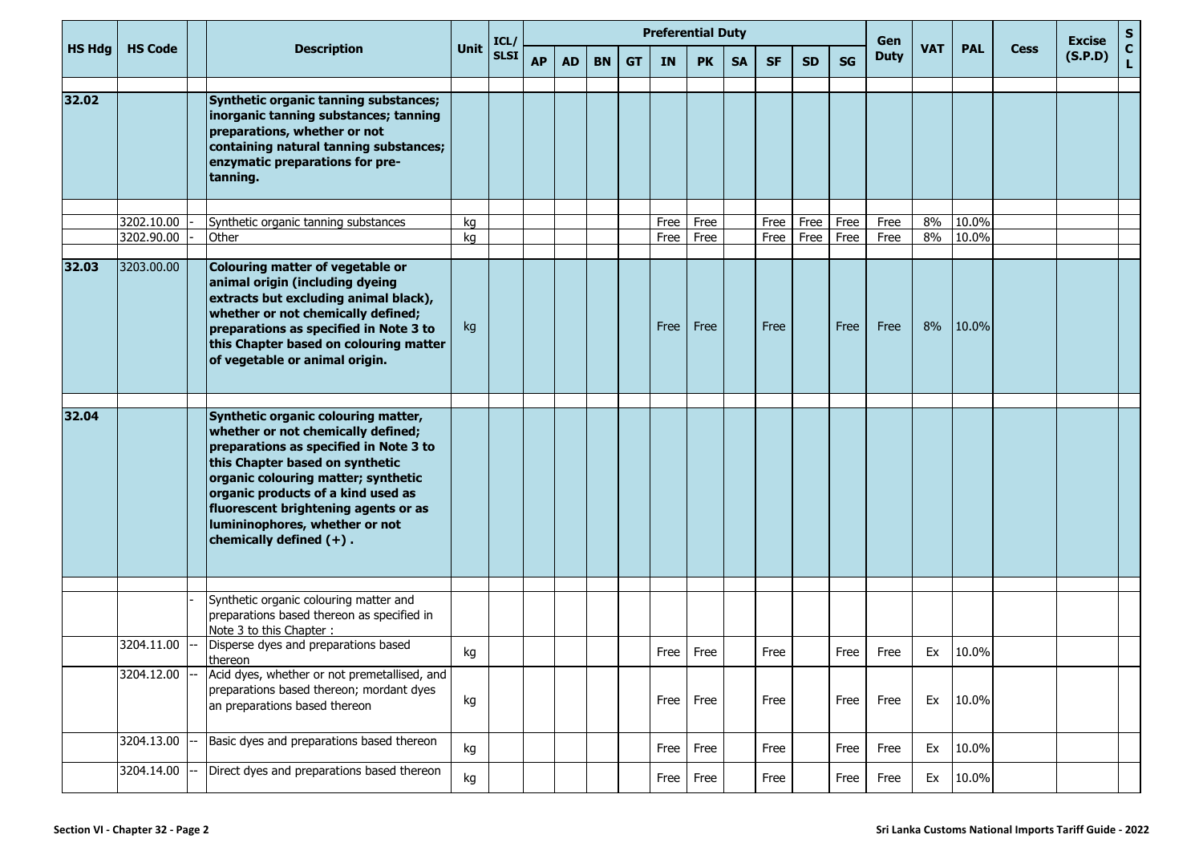| HS Hdg | HS Code | | Description | Unit | ICL/ SLSI | Preferential Duty | | | | | | | | | | Gen Duty | VAT | PAL | Cess | Excise (S.P.D) | S C L |
|---|---|---|---|---|---|---|---|---|---|---|---|---|---|---|---|---|---|---|---|---|---|
| | | | | | | AP | AD | BN | GT | IN | PK | SA | SF | SD | SG | | | | | | |
| **32.02** | | | **Synthetic organic tanning substances; inorganic tanning substances; tanning preparations, whether or not containing natural tanning substances; enzymatic preparations for pre-tanning.** | | | | | | | | | | | | | | | | | | |
| | 3202.10.00 | - | Synthetic organic tanning substances | kg | | | | | | Free | Free | | Free | Free | Free | Free | 8% | 10.0% | | | |
| | 3202.90.00 | - | Other | kg | | | | | | Free | Free | | Free | Free | Free | Free | 8% | 10.0% | | | |
| **32.03** | 3203.00.00 | | **Colouring matter of vegetable or animal origin (including dyeing extracts but excluding animal black), whether or not chemically defined; preparations as specified in Note 3 to this Chapter based on colouring matter of vegetable or animal origin.** | kg | | | | | | Free | Free | | Free | | Free | Free | 8% | 10.0% | | | |
| **32.04** | | | **Synthetic organic colouring matter, whether or not chemically defined; preparations as specified in Note 3 to this Chapter based on synthetic organic colouring matter; synthetic organic products of a kind used as fluorescent brightening agents or as lumininophores, whether or not chemically defined (+) .** | | | | | | | | | | | | | | | | | | |
| | | - | Synthetic organic colouring matter and preparations based thereon as specified in Note 3 to this Chapter : | | | | | | | | | | | | | | | | | | |
| | 3204.11.00 | -- | Disperse dyes and preparations based thereon | kg | | | | | | Free | Free | | Free | | Free | Free | Ex | 10.0% | | | |
| | 3204.12.00 | -- | Acid dyes, whether or not premetallised, and preparations based thereon; mordant dyes an preparations based thereon | kg | | | | | | Free | Free | | Free | | Free | Free | Ex | 10.0% | | | |
| | 3204.13.00 | -- | Basic dyes and preparations based thereon | kg | | | | | | Free | Free | | Free | | Free | Free | Ex | 10.0% | | | |
| | 3204.14.00 | -- | Direct dyes and preparations based thereon | kg | | | | | | Free | Free | | Free | | Free | Free | Ex | 10.0% | | | |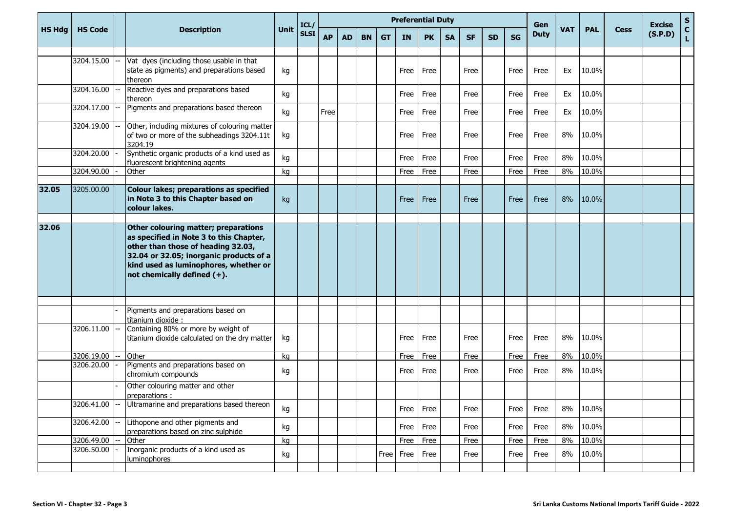| HS Hdg | HS Code | | Description | Unit | ICL/ SLSI | Preferential Duty | | | | | | | | | | Gen Duty | VAT | PAL | Cess | Excise (S.P.D) | S C L |
|---|---|---|---|---|---|---|---|---|---|---|---|---|---|---|---|---|---|---|---|---|---|
| | | | | | | AP | AD | BN | GT | IN | PK | SA | SF | SD | SG | | | | | | |
| | 3204.15.00 | -- | Vat dyes (including those usable in that state as pigments) and preparations based thereon | kg | | | | | | Free | Free | | Free | | Free | Free | Ex | 10.0% | | | |
| | 3204.16.00 | -- | Reactive dyes and preparations based thereon | kg | | | | | | Free | Free | | Free | | Free | Free | Ex | 10.0% | | | |
| | 3204.17.00 | -- | Pigments and preparations based thereon | kg | | Free | | | | Free | Free | | Free | | Free | Free | Ex | 10.0% | | | |
| | 3204.19.00 | -- | Other, including mixtures of colouring matter of two or more of the subheadings 3204.11t 3204.19 | kg | | | | | | Free | Free | | Free | | Free | Free | 8% | 10.0% | | | |
| | 3204.20.00 | - | Synthetic organic products of a kind used as fluorescent brightening agents | kg | | | | | | Free | Free | | Free | | Free | Free | 8% | 10.0% | | | |
| | 3204.90.00 | - | Other | kg | | | | | | Free | Free | | Free | | Free | Free | 8% | 10.0% | | | |
| **32.05** | 3205.00.00 | | **Colour lakes; preparations as specified in Note 3 to this Chapter based on colour lakes.** | kg | | | | | | Free | Free | | Free | | Free | Free | 8% | 10.0% | | | |
| **32.06** | | | **Other colouring matter; preparations as specified in Note 3 to this Chapter, other than those of heading 32.03, 32.04 or 32.05; inorganic products of a kind used as luminophores, whether or not chemically defined (+).** | | | | | | | | | | | | | | | | | | |
| | | - | Pigments and preparations based on titanium dioxide : | | | | | | | | | | | | | | | | | | |
| | 3206.11.00 | -- | Containing 80% or more by weight of titanium dioxide calculated on the dry matter | kg | | | | | | Free | Free | | Free | | Free | Free | 8% | 10.0% | | | |
| | 3206.19.00 | -- | Other | kg | | | | | | Free | Free | | Free | | Free | Free | 8% | 10.0% | | | |
| | 3206.20.00 | - | Pigments and preparations based on chromium compounds | kg | | | | | | Free | Free | | Free | | Free | Free | 8% | 10.0% | | | |
| | | - | Other colouring matter and other preparations : | | | | | | | | | | | | | | | | | | |
| | 3206.41.00 | -- | Ultramarine and preparations based thereon | kg | | | | | | Free | Free | | Free | | Free | Free | 8% | 10.0% | | | |
| | 3206.42.00 | -- | Lithopone and other pigments and preparations based on zinc sulphide | kg | | | | | | Free | Free | | Free | | Free | Free | 8% | 10.0% | | | |
| | 3206.49.00 | -- | Other | kg | | | | | | Free | Free | | Free | | Free | Free | 8% | 10.0% | | | |
| | 3206.50.00 | - | Inorganic products of a kind used as luminophores | kg | | | | | Free | Free | Free | | Free | | Free | Free | 8% | 10.0% | | | |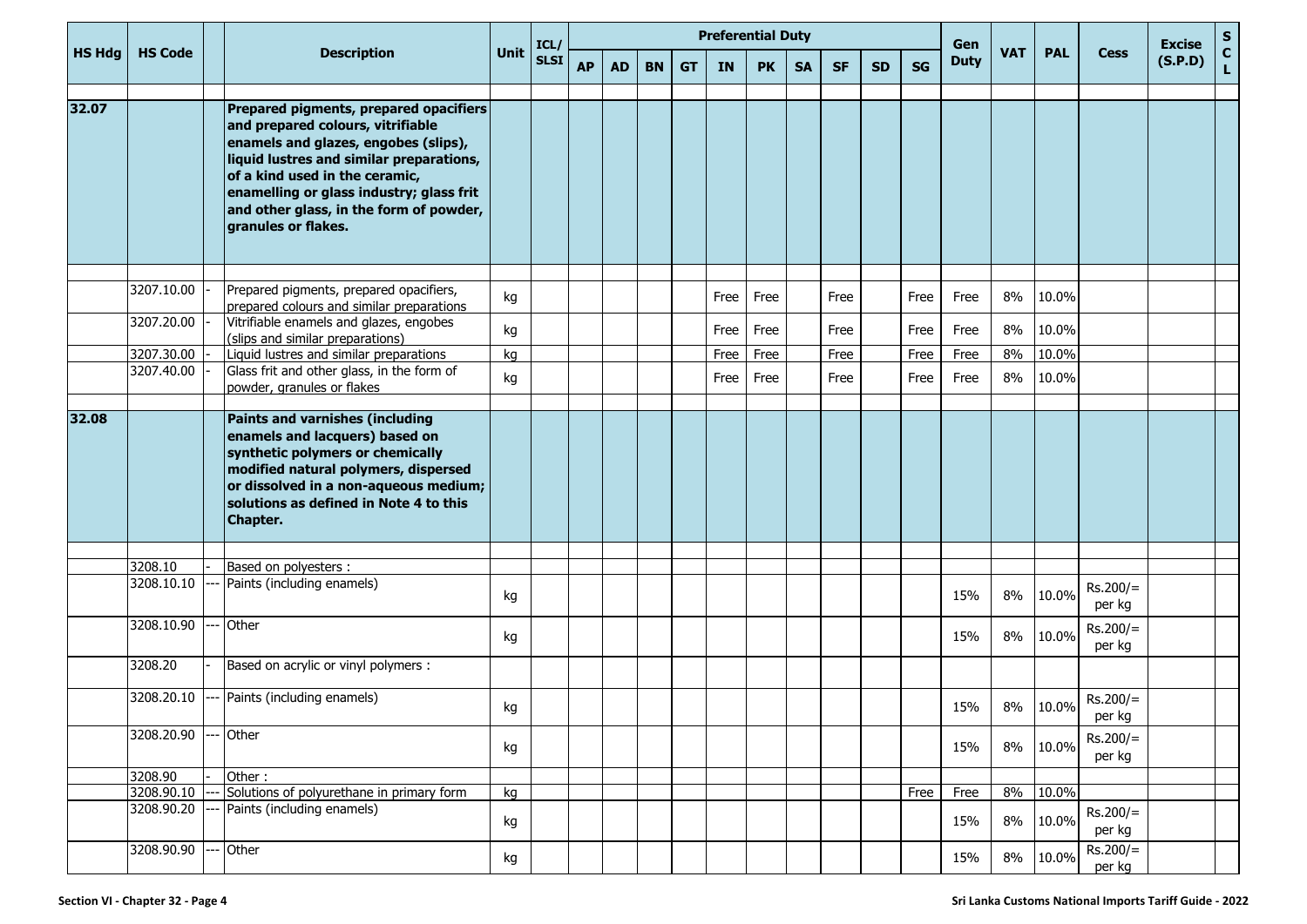| HS Hdg | HS Code | | Description | Unit | ICL/ SLSI | Preferential Duty | | | | | | | | | | Gen Duty | VAT | PAL | Cess | Excise (S.P.D) | SCL |
|---|---|---|---|---|---|---|---|---|---|---|---|---|---|---|---|---|---|---|---|---|---|
| | | | | | | AP | AD | BN | GT | IN | PK | SA | SF | SD | SG | | | | | | |
| 32.07 | | | **Prepared pigments, prepared opacifiers and prepared colours, vitrifiable enamels and glazes, engobes (slips), liquid lustres and similar preparations, of a kind used in the ceramic, enamelling or glass industry; glass frit and other glass, in the form of powder, granules or flakes.** | | | | | | | | | | | | | | | | | | |
| | 3207.10.00 | - | Prepared pigments, prepared opacifiers, prepared colours and similar preparations | kg | | | | | | Free | Free | | Free | | Free | Free | 8% | 10.0% | | | |
| | 3207.20.00 | - | Vitrifiable enamels and glazes, engobes (slips and similar preparations) | kg | | | | | | Free | Free | | Free | | Free | Free | 8% | 10.0% | | | |
| | 3207.30.00 | - | Liquid lustres and similar preparations | kg | | | | | | Free | Free | | Free | | Free | Free | 8% | 10.0% | | | |
| | 3207.40.00 | - | Glass frit and other glass, in the form of powder, granules or flakes | kg | | | | | | Free | Free | | Free | | Free | Free | 8% | 10.0% | | | |
| 32.08 | | | **Paints and varnishes (including enamels and lacquers) based on synthetic polymers or chemically modified natural polymers, dispersed or dissolved in a non-aqueous medium; solutions as defined in Note 4 to this Chapter.** | | | | | | | | | | | | | | | | | | |
| | 3208.10 | - | Based on polyesters : | | | | | | | | | | | | | | | | | | |
| | 3208.10.10 | --- | Paints (including enamels) | kg | | | | | | | | | | | | 15% | 8% | 10.0% | Rs.200/= per kg | | |
| | 3208.10.90 | --- | Other | kg | | | | | | | | | | | | 15% | 8% | 10.0% | Rs.200/= per kg | | |
| | 3208.20 | - | Based on acrylic or vinyl polymers : | | | | | | | | | | | | | | | | | | |
| | 3208.20.10 | --- | Paints (including enamels) | kg | | | | | | | | | | | | 15% | 8% | 10.0% | Rs.200/= per kg | | |
| | 3208.20.90 | --- | Other | kg | | | | | | | | | | | | 15% | 8% | 10.0% | Rs.200/= per kg | | |
| | 3208.90 | - | Other : | | | | | | | | | | | | | | | | | | |
| | 3208.90.10 | --- | Solutions of polyurethane in primary form | kg | | | | | | | | | | | Free | Free | 8% | 10.0% | | | |
| | 3208.90.20 | --- | Paints (including enamels) | kg | | | | | | | | | | | | 15% | 8% | 10.0% | Rs.200/= per kg | | |
| | 3208.90.90 | --- | Other | kg | | | | | | | | | | | | 15% | 8% | 10.0% | Rs.200/= per kg | | |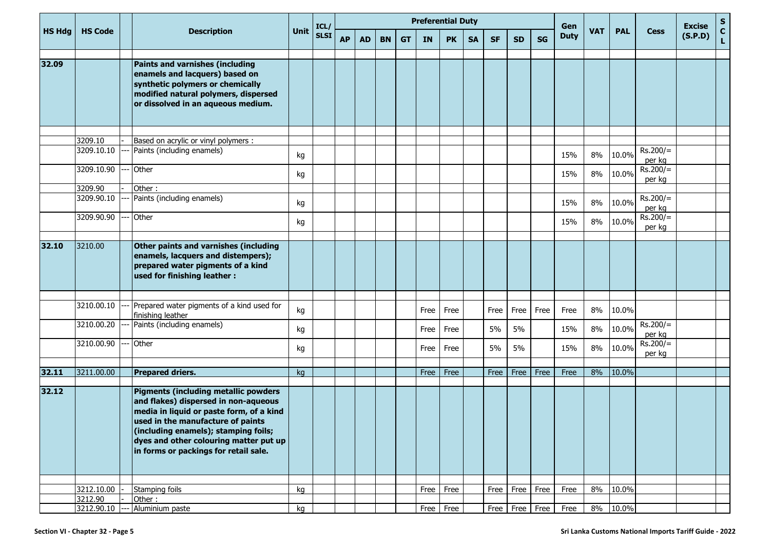| HS Hdg | HS Code | | Description | Unit | ICL/ SLSI | Preferential Duty | | | | | | | | | | Gen Duty | VAT | PAL | Cess | Excise (S.P.D) | S C L |
|---|---|---|---|---|---|---|---|---|---|---|---|---|---|---|---|---|---|---|---|---|---|
| | | | | | | AP | AD | BN | GT | IN | PK | SA | SF | SD | SG | | | | | | |
| 32.09 | | | **Paints and varnishes (including enamels and lacquers) based on synthetic polymers or chemically modified natural polymers, dispersed or dissolved in an aqueous medium.** | | | | | | | | | | | | | | | | | | |
| | 3209.10 | - | Based on acrylic or vinyl polymers : | | | | | | | | | | | | | | | | | | |
| | 3209.10.10 | --- | Paints (including enamels) | kg | | | | | | | | | | | | 15% | 8% | 10.0% | Rs.200/= per kg | | |
| | 3209.10.90 | --- | Other | kg | | | | | | | | | | | | 15% | 8% | 10.0% | Rs.200/= per kg | | |
| | 3209.90 | - | Other : | | | | | | | | | | | | | | | | | | |
| | 3209.90.10 | --- | Paints (including enamels) | kg | | | | | | | | | | | | 15% | 8% | 10.0% | Rs.200/= per kg | | |
| | 3209.90.90 | --- | Other | kg | | | | | | | | | | | | 15% | 8% | 10.0% | Rs.200/= per kg | | |
| 32.10 | 3210.00 | | **Other paints and varnishes (including enamels, lacquers and distempers); prepared water pigments of a kind used for finishing leather :** | | | | | | | | | | | | | | | | | | |
| | 3210.00.10 | --- | Prepared water pigments of a kind used for finishing leather | kg | | | | | | Free | Free | | Free | Free | Free | Free | 8% | 10.0% | | | |
| | 3210.00.20 | --- | Paints (including enamels) | kg | | | | | | Free | Free | | 5% | 5% | | 15% | 8% | 10.0% | Rs.200/= per kg | | |
| | 3210.00.90 | --- | Other | kg | | | | | | Free | Free | | 5% | 5% | | 15% | 8% | 10.0% | Rs.200/= per kg | | |
| 32.11 | 3211.00.00 | | **Prepared driers.** | kg | | | | | | Free | Free | | Free | Free | Free | Free | 8% | 10.0% | | | |
| 32.12 | | | **Pigments (including metallic powders and flakes) dispersed in non-aqueous media in liquid or paste form, of a kind used in the manufacture of paints (including enamels); stamping foils; dyes and other colouring matter put up in forms or packings for retail sale.** | | | | | | | | | | | | | | | | | | |
| | 3212.10.00 | - | Stamping foils | kg | | | | | | Free | Free | | Free | Free | Free | Free | 8% | 10.0% | | | |
| | 3212.90 | - | Other : | | | | | | | | | | | | | | | | | | |
| | 3212.90.10 | --- | Aluminium paste | kg | | | | | | Free | Free | | Free | Free | Free | Free | 8% | 10.0% | | | |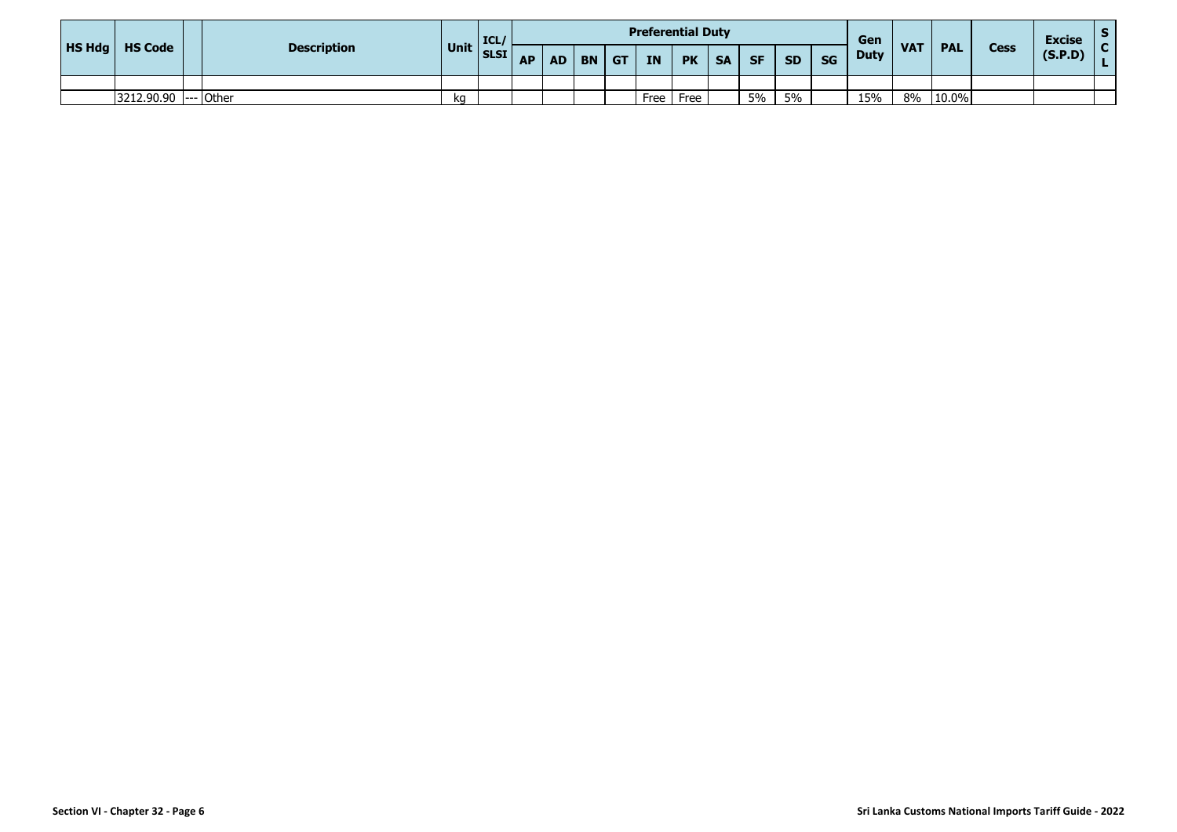| HS Hdg | HS Code | | Description | Unit | ICL/ SLSI | Preferential Duty | | | | | | | | | | Gen Duty | VAT | PAL | Cess | Excise (S.P.D) | S C L |
|---|---|---|---|---|---|---|---|---|---|---|---|---|---|---|---|---|---|---|---|---|---|
| | | | | | | AP | AD | BN | GT | IN | PK | SA | SF | SD | SG | | | | | | |
| | | | | | | | | | | | | | | | | | | | | | |
| | 3212.90.90 | --- | Other | kg | | | | | | Free | Free | | 5% | 5% | | 15% | 8% | 10.0% | | | |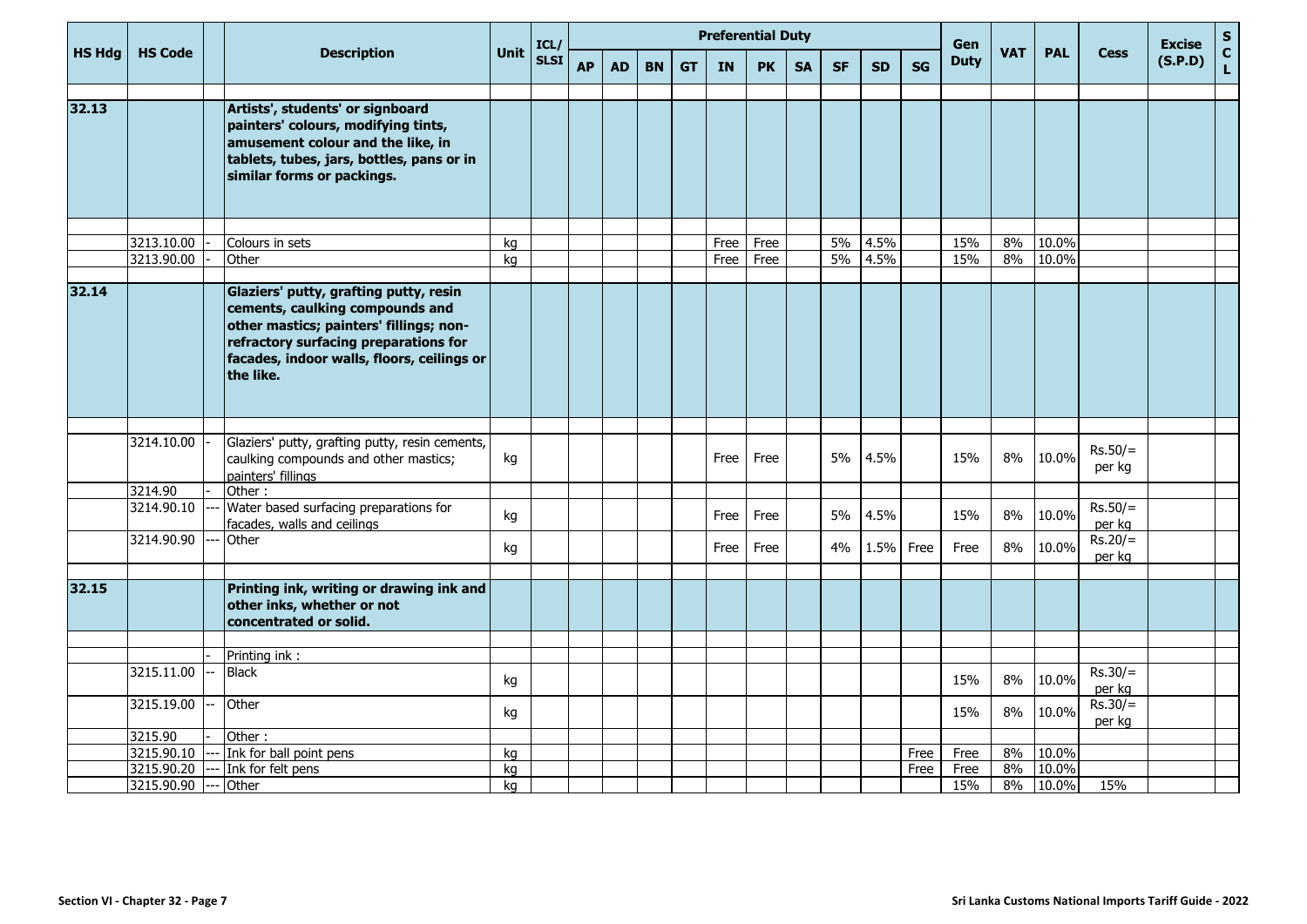| HS Hdg | HS Code | | Description | Unit | ICL/ SLSI | Preferential Duty | | | | | | | | | | Gen Duty | VAT | PAL | Cess | Excise (S.P.D) | S C L |
|---|---|---|---|---|---|---|---|---|---|---|---|---|---|---|---|---|---|---|---|---|---|
| | | | | | | AP | AD | BN | GT | IN | PK | SA | SF | SD | SG | | | | | | |
| 32.13 | | | **Artists', students' or signboard painters' colours, modifying tints, amusement colour and the like, in tablets, tubes, jars, bottles, pans or in similar forms or packings.** | | | | | | | | | | | | | | | | | | |
| | 3213.10.00 | - | Colours in sets | kg | | | | | | Free | Free | | 5% | 4.5% | | 15% | 8% | 10.0% | | | |
| | 3213.90.00 | - | Other | kg | | | | | | Free | Free | | 5% | 4.5% | | 15% | 8% | 10.0% | | | |
| 32.14 | | | **Glaziers' putty, grafting putty, resin cements, caulking compounds and other mastics; painters' fillings; non-refractory surfacing preparations for facades, indoor walls, floors, ceilings or the like.** | | | | | | | | | | | | | | | | | | |
| | 3214.10.00 | - | Glaziers' putty, grafting putty, resin cements, caulking compounds and other mastics; painters' fillings | kg | | | | | | Free | Free | | 5% | 4.5% | | 15% | 8% | 10.0% | Rs.50/= per kg | | |
| | 3214.90 | - | Other : | | | | | | | | | | | | | | | | | | |
| | 3214.90.10 | --- | Water based surfacing preparations for facades, walls and ceilings | kg | | | | | | Free | Free | | 5% | 4.5% | | 15% | 8% | 10.0% | Rs.50/= per kg | | |
| | 3214.90.90 | --- | Other | kg | | | | | | Free | Free | | 4% | 1.5% | Free | Free | 8% | 10.0% | Rs.20/= per kg | | |
| 32.15 | | | **Printing ink, writing or drawing ink and other inks, whether or not concentrated or solid.** | | | | | | | | | | | | | | | | | | |
| | | - | Printing ink : | | | | | | | | | | | | | | | | | | |
| | 3215.11.00 | -- | Black | kg | | | | | | | | | | | | 15% | 8% | 10.0% | Rs.30/= per kg | | |
| | 3215.19.00 | -- | Other | kg | | | | | | | | | | | | 15% | 8% | 10.0% | Rs.30/= per kg | | |
| | 3215.90 | - | Other : | | | | | | | | | | | | | | | | | | |
| | 3215.90.10 | --- | Ink for ball point pens | kg | | | | | | | | | | | Free | Free | 8% | 10.0% | | | |
| | 3215.90.20 | --- | Ink for felt pens | kg | | | | | | | | | | | Free | Free | 8% | 10.0% | | | |
| | 3215.90.90 | --- | Other | kg | | | | | | | | | | | | 15% | 8% | 10.0% | 15% | | |